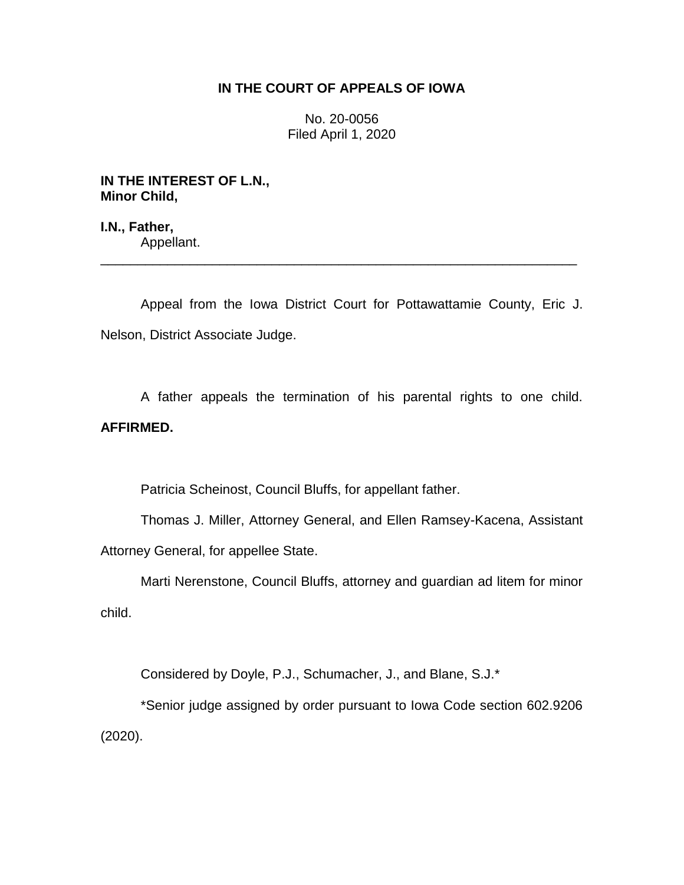**IN THE COURT OF APPEALS OF IOWA**

No. 20-0056
Filed April 1, 2020

**IN THE INTEREST OF L.N.,**
**Minor Child,**

**I.N., Father,**
Appellant.

---

Appeal from the Iowa District Court for Pottawattamie County, Eric J. Nelson, District Associate Judge.

A father appeals the termination of his parental rights to one child. **AFFIRMED.**

Patricia Scheinost, Council Bluffs, for appellant father.

Thomas J. Miller, Attorney General, and Ellen Ramsey-Kacena, Assistant Attorney General, for appellee State.

Marti Nerenstone, Council Bluffs, attorney and guardian ad litem for minor child.

Considered by Doyle, P.J., Schumacher, J., and Blane, S.J.*

*Senior judge assigned by order pursuant to Iowa Code section 602.9206 (2020).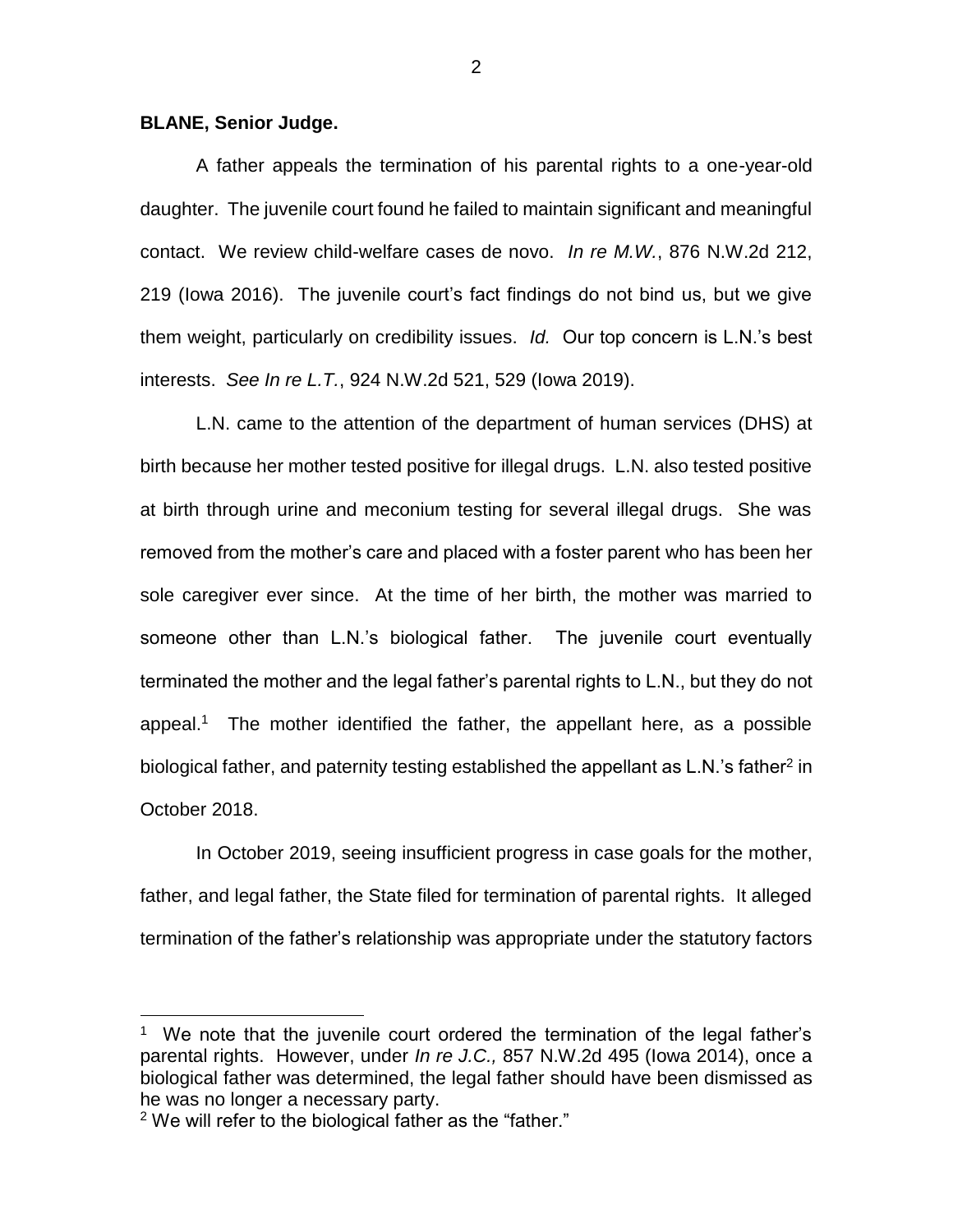**BLANE, Senior Judge.**

A father appeals the termination of his parental rights to a one-year-old daughter. The juvenile court found he failed to maintain significant and meaningful contact. We review child-welfare cases de novo. *In re M.W.*, 876 N.W.2d 212, 219 (Iowa 2016). The juvenile court's fact findings do not bind us, but we give them weight, particularly on credibility issues. *Id.* Our top concern is L.N.'s best interests. *See In re L.T.*, 924 N.W.2d 521, 529 (Iowa 2019).

L.N. came to the attention of the department of human services (DHS) at birth because her mother tested positive for illegal drugs. L.N. also tested positive at birth through urine and meconium testing for several illegal drugs. She was removed from the mother's care and placed with a foster parent who has been her sole caregiver ever since. At the time of her birth, the mother was married to someone other than L.N.'s biological father. The juvenile court eventually terminated the mother and the legal father's parental rights to L.N., but they do not appeal.[1] The mother identified the father, the appellant here, as a possible biological father, and paternity testing established the appellant as L.N.'s father[2] in October 2018.

In October 2019, seeing insufficient progress in case goals for the mother, father, and legal father, the State filed for termination of parental rights. It alleged termination of the father's relationship was appropriate under the statutory factors

---

[1] We note that the juvenile court ordered the termination of the legal father's parental rights. However, under *In re J.C.,* 857 N.W.2d 495 (Iowa 2014), once a biological father was determined, the legal father should have been dismissed as he was no longer a necessary party.

[2] We will refer to the biological father as the "father."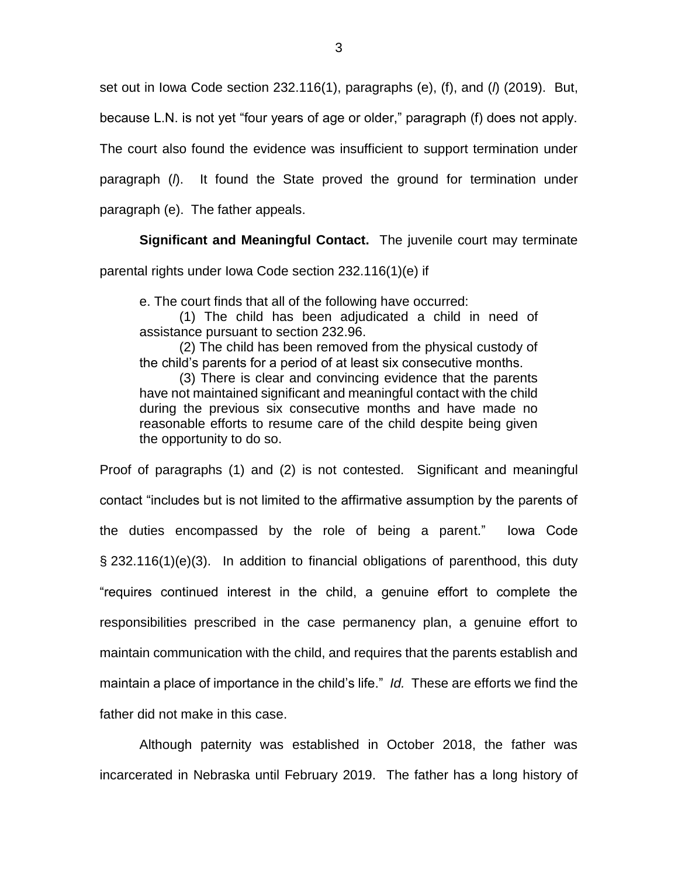set out in Iowa Code section 232.116(1), paragraphs (e), (f), and (*l*) (2019). But, because L.N. is not yet "four years of age or older," paragraph (f) does not apply. The court also found the evidence was insufficient to support termination under paragraph (*l*). It found the State proved the ground for termination under paragraph (e). The father appeals.

**Significant and Meaningful Contact.** The juvenile court may terminate parental rights under Iowa Code section 232.116(1)(e) if

> e. The court finds that all of the following have occurred:
>
> (1) The child has been adjudicated a child in need of assistance pursuant to section 232.96.
>
> (2) The child has been removed from the physical custody of the child's parents for a period of at least six consecutive months.
>
> (3) There is clear and convincing evidence that the parents have not maintained significant and meaningful contact with the child during the previous six consecutive months and have made no reasonable efforts to resume care of the child despite being given the opportunity to do so.

Proof of paragraphs (1) and (2) is not contested. Significant and meaningful contact "includes but is not limited to the affirmative assumption by the parents of the duties encompassed by the role of being a parent." Iowa Code § 232.116(1)(e)(3). In addition to financial obligations of parenthood, this duty "requires continued interest in the child, a genuine effort to complete the responsibilities prescribed in the case permanency plan, a genuine effort to maintain communication with the child, and requires that the parents establish and maintain a place of importance in the child's life." *Id.* These are efforts we find the father did not make in this case.

Although paternity was established in October 2018, the father was incarcerated in Nebraska until February 2019. The father has a long history of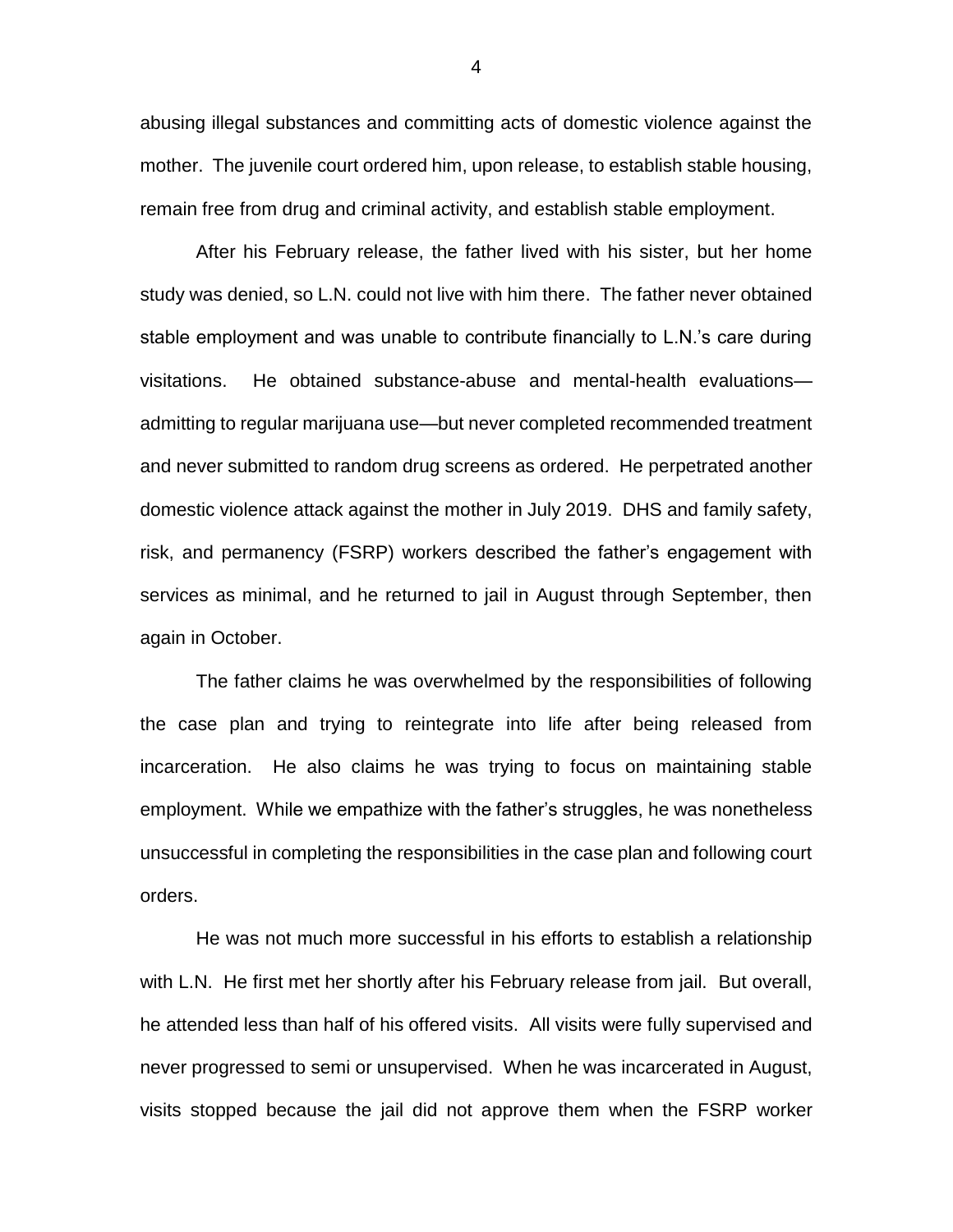abusing illegal substances and committing acts of domestic violence against the mother. The juvenile court ordered him, upon release, to establish stable housing, remain free from drug and criminal activity, and establish stable employment.

After his February release, the father lived with his sister, but her home study was denied, so L.N. could not live with him there. The father never obtained stable employment and was unable to contribute financially to L.N.'s care during visitations. He obtained substance-abuse and mental-health evaluations—admitting to regular marijuana use—but never completed recommended treatment and never submitted to random drug screens as ordered. He perpetrated another domestic violence attack against the mother in July 2019. DHS and family safety, risk, and permanency (FSRP) workers described the father's engagement with services as minimal, and he returned to jail in August through September, then again in October.

The father claims he was overwhelmed by the responsibilities of following the case plan and trying to reintegrate into life after being released from incarceration. He also claims he was trying to focus on maintaining stable employment. While we empathize with the father's struggles, he was nonetheless unsuccessful in completing the responsibilities in the case plan and following court orders.

He was not much more successful in his efforts to establish a relationship with L.N. He first met her shortly after his February release from jail. But overall, he attended less than half of his offered visits. All visits were fully supervised and never progressed to semi or unsupervised. When he was incarcerated in August, visits stopped because the jail did not approve them when the FSRP worker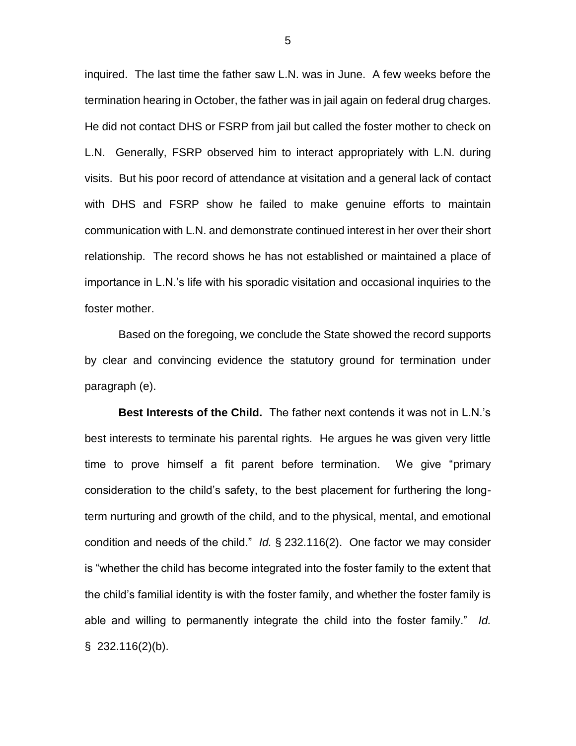inquired. The last time the father saw L.N. was in June. A few weeks before the termination hearing in October, the father was in jail again on federal drug charges. He did not contact DHS or FSRP from jail but called the foster mother to check on L.N. Generally, FSRP observed him to interact appropriately with L.N. during visits. But his poor record of attendance at visitation and a general lack of contact with DHS and FSRP show he failed to make genuine efforts to maintain communication with L.N. and demonstrate continued interest in her over their short relationship. The record shows he has not established or maintained a place of importance in L.N.'s life with his sporadic visitation and occasional inquiries to the foster mother.

Based on the foregoing, we conclude the State showed the record supports by clear and convincing evidence the statutory ground for termination under paragraph (e).

**Best Interests of the Child.** The father next contends it was not in L.N.'s best interests to terminate his parental rights. He argues he was given very little time to prove himself a fit parent before termination. We give "primary consideration to the child's safety, to the best placement for furthering the long-term nurturing and growth of the child, and to the physical, mental, and emotional condition and needs of the child." *Id.* § 232.116(2). One factor we may consider is "whether the child has become integrated into the foster family to the extent that the child's familial identity is with the foster family, and whether the foster family is able and willing to permanently integrate the child into the foster family." *Id.* § 232.116(2)(b).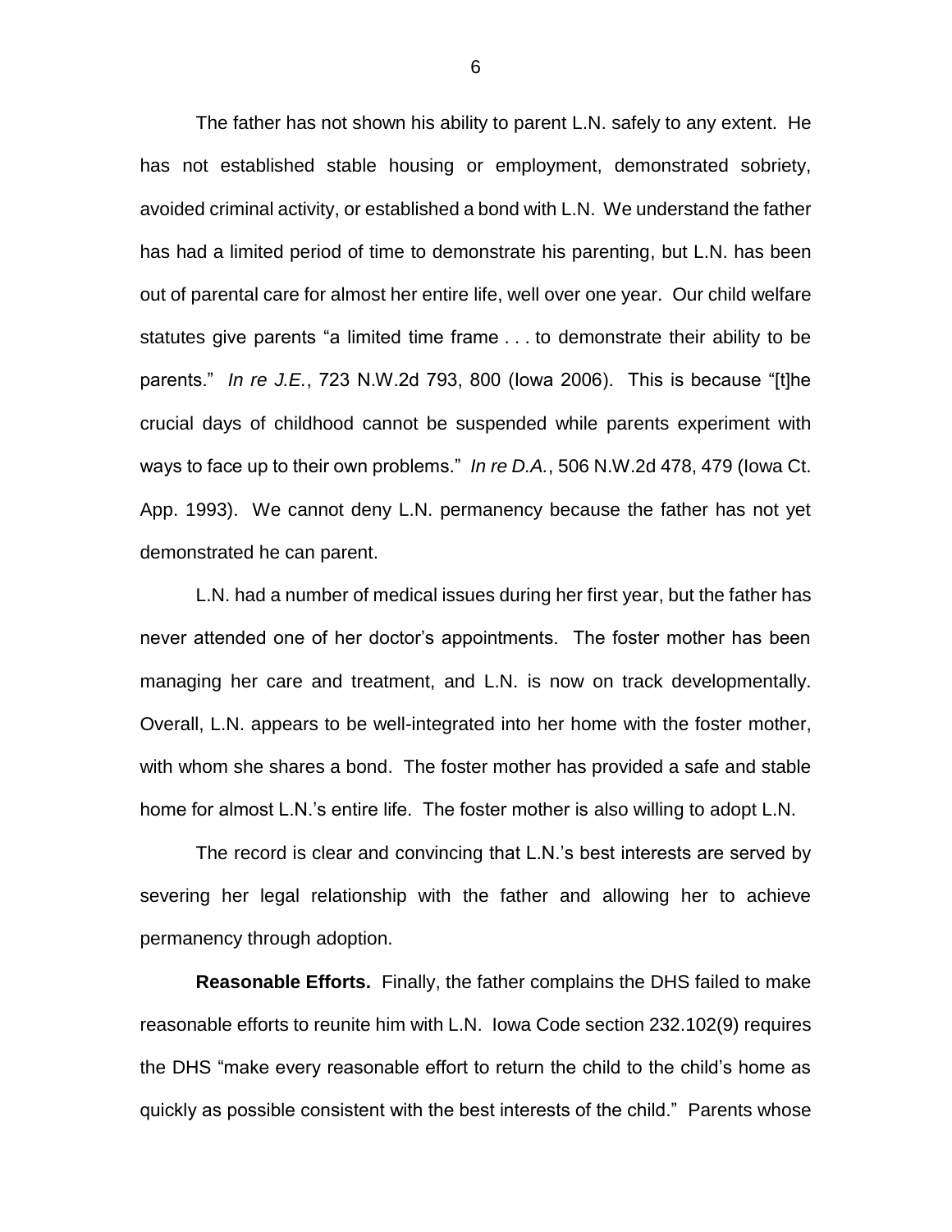The father has not shown his ability to parent L.N. safely to any extent. He has not established stable housing or employment, demonstrated sobriety, avoided criminal activity, or established a bond with L.N. We understand the father has had a limited period of time to demonstrate his parenting, but L.N. has been out of parental care for almost her entire life, well over one year. Our child welfare statutes give parents "a limited time frame . . . to demonstrate their ability to be parents." *In re J.E.*, 723 N.W.2d 793, 800 (Iowa 2006). This is because "[t]he crucial days of childhood cannot be suspended while parents experiment with ways to face up to their own problems." *In re D.A.*, 506 N.W.2d 478, 479 (Iowa Ct. App. 1993). We cannot deny L.N. permanency because the father has not yet demonstrated he can parent.

L.N. had a number of medical issues during her first year, but the father has never attended one of her doctor's appointments. The foster mother has been managing her care and treatment, and L.N. is now on track developmentally. Overall, L.N. appears to be well-integrated into her home with the foster mother, with whom she shares a bond. The foster mother has provided a safe and stable home for almost L.N.'s entire life. The foster mother is also willing to adopt L.N.

The record is clear and convincing that L.N.'s best interests are served by severing her legal relationship with the father and allowing her to achieve permanency through adoption.

**Reasonable Efforts.** Finally, the father complains the DHS failed to make reasonable efforts to reunite him with L.N. Iowa Code section 232.102(9) requires the DHS "make every reasonable effort to return the child to the child's home as quickly as possible consistent with the best interests of the child." Parents whose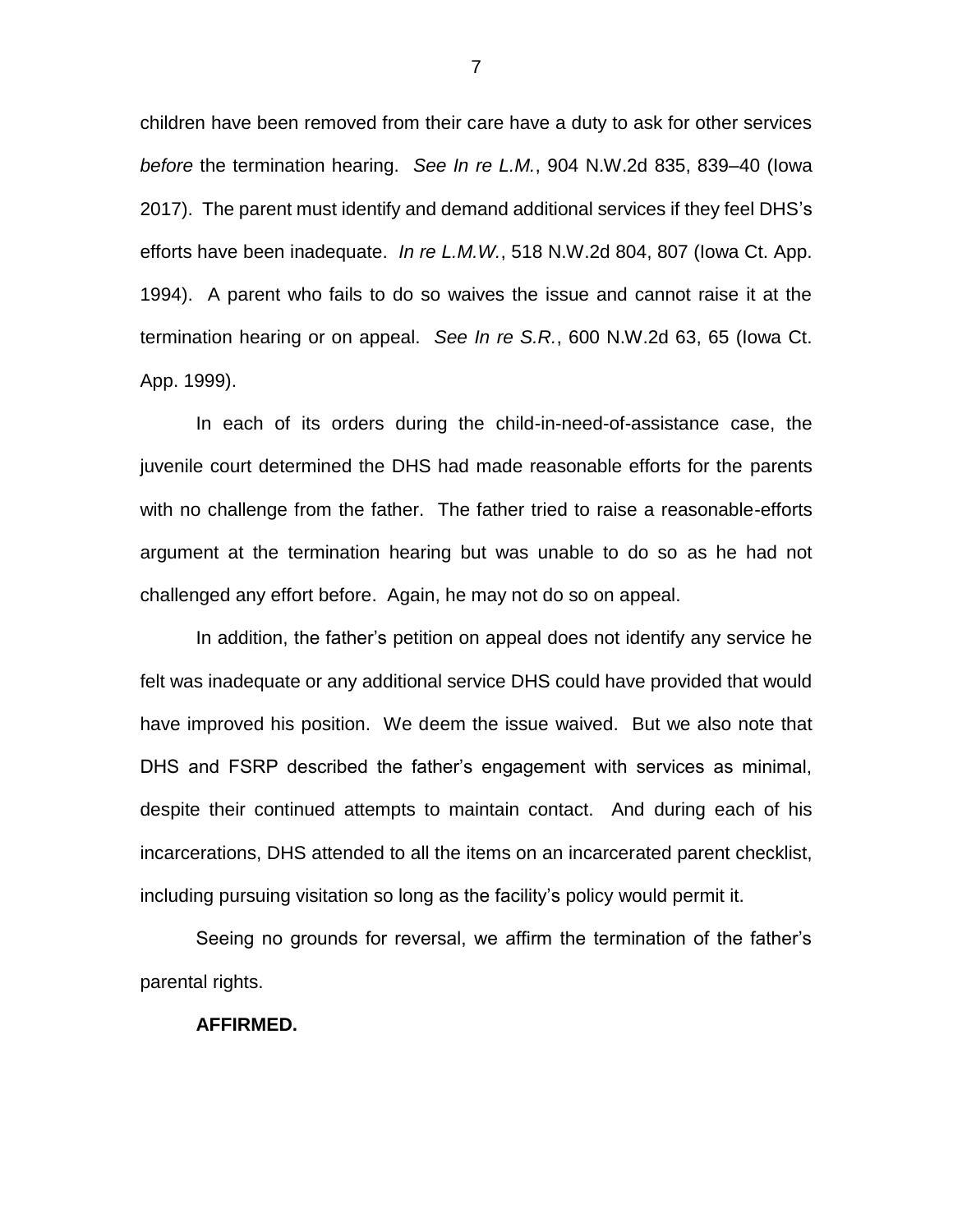children have been removed from their care have a duty to ask for other services *before* the termination hearing. *See In re L.M.*, 904 N.W.2d 835, 839–40 (Iowa 2017). The parent must identify and demand additional services if they feel DHS's efforts have been inadequate. *In re L.M.W.*, 518 N.W.2d 804, 807 (Iowa Ct. App. 1994). A parent who fails to do so waives the issue and cannot raise it at the termination hearing or on appeal. *See In re S.R.*, 600 N.W.2d 63, 65 (Iowa Ct. App. 1999).

In each of its orders during the child-in-need-of-assistance case, the juvenile court determined the DHS had made reasonable efforts for the parents with no challenge from the father. The father tried to raise a reasonable-efforts argument at the termination hearing but was unable to do so as he had not challenged any effort before. Again, he may not do so on appeal.

In addition, the father's petition on appeal does not identify any service he felt was inadequate or any additional service DHS could have provided that would have improved his position. We deem the issue waived. But we also note that DHS and FSRP described the father's engagement with services as minimal, despite their continued attempts to maintain contact. And during each of his incarcerations, DHS attended to all the items on an incarcerated parent checklist, including pursuing visitation so long as the facility's policy would permit it.

Seeing no grounds for reversal, we affirm the termination of the father's parental rights.

**AFFIRMED.**